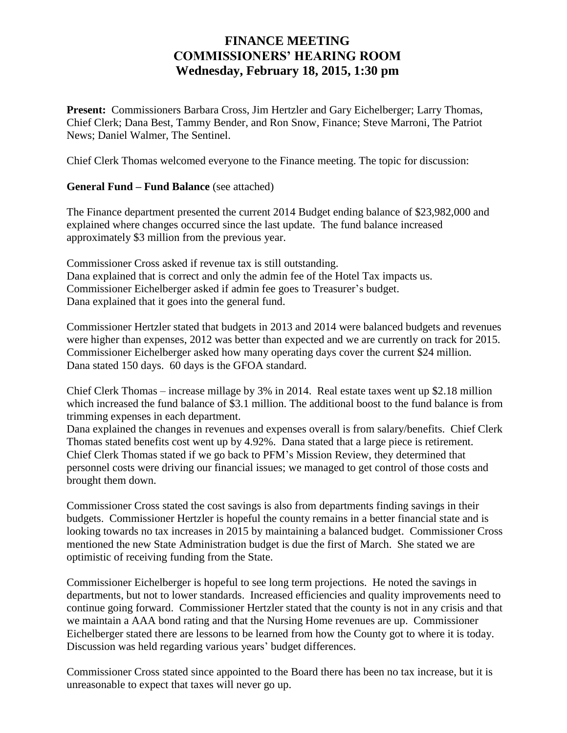# FINANCE MEETING
# COMMISSIONERS' HEARING ROOM
# Wednesday, February 18, 2015, 1:30 pm

**Present:** Commissioners Barbara Cross, Jim Hertzler and Gary Eichelberger; Larry Thomas, Chief Clerk; Dana Best, Tammy Bender, and Ron Snow, Finance; Steve Marroni, The Patriot News; Daniel Walmer, The Sentinel.

Chief Clerk Thomas welcomed everyone to the Finance meeting. The topic for discussion:

**General Fund – Fund Balance** (see attached)

The Finance department presented the current 2014 Budget ending balance of $23,982,000 and explained where changes occurred since the last update. The fund balance increased approximately $3 million from the previous year.

Commissioner Cross asked if revenue tax is still outstanding.
Dana explained that is correct and only the admin fee of the Hotel Tax impacts us.
Commissioner Eichelberger asked if admin fee goes to Treasurer's budget.
Dana explained that it goes into the general fund.

Commissioner Hertzler stated that budgets in 2013 and 2014 were balanced budgets and revenues were higher than expenses, 2012 was better than expected and we are currently on track for 2015.
Commissioner Eichelberger asked how many operating days cover the current $24 million.
Dana stated 150 days. 60 days is the GFOA standard.

Chief Clerk Thomas – increase millage by 3% in 2014. Real estate taxes went up $2.18 million which increased the fund balance of $3.1 million. The additional boost to the fund balance is from trimming expenses in each department.
Dana explained the changes in revenues and expenses overall is from salary/benefits. Chief Clerk Thomas stated benefits cost went up by 4.92%. Dana stated that a large piece is retirement. Chief Clerk Thomas stated if we go back to PFM's Mission Review, they determined that personnel costs were driving our financial issues; we managed to get control of those costs and brought them down.

Commissioner Cross stated the cost savings is also from departments finding savings in their budgets. Commissioner Hertzler is hopeful the county remains in a better financial state and is looking towards no tax increases in 2015 by maintaining a balanced budget. Commissioner Cross mentioned the new State Administration budget is due the first of March. She stated we are optimistic of receiving funding from the State.

Commissioner Eichelberger is hopeful to see long term projections. He noted the savings in departments, but not to lower standards. Increased efficiencies and quality improvements need to continue going forward. Commissioner Hertzler stated that the county is not in any crisis and that we maintain a AAA bond rating and that the Nursing Home revenues are up. Commissioner Eichelberger stated there are lessons to be learned from how the County got to where it is today. Discussion was held regarding various years' budget differences.

Commissioner Cross stated since appointed to the Board there has been no tax increase, but it is unreasonable to expect that taxes will never go up.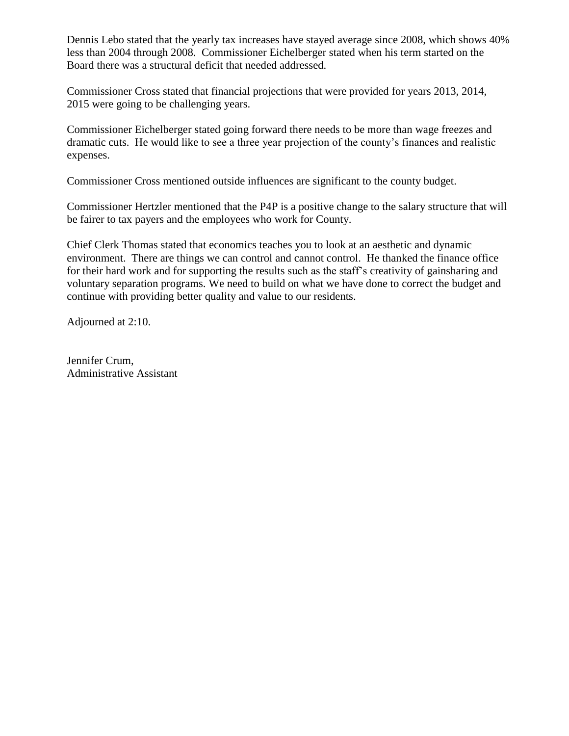Dennis Lebo stated that the yearly tax increases have stayed average since 2008, which shows 40% less than 2004 through 2008. Commissioner Eichelberger stated when his term started on the Board there was a structural deficit that needed addressed.

Commissioner Cross stated that financial projections that were provided for years 2013, 2014, 2015 were going to be challenging years.

Commissioner Eichelberger stated going forward there needs to be more than wage freezes and dramatic cuts. He would like to see a three year projection of the county's finances and realistic expenses.

Commissioner Cross mentioned outside influences are significant to the county budget.

Commissioner Hertzler mentioned that the P4P is a positive change to the salary structure that will be fairer to tax payers and the employees who work for County.

Chief Clerk Thomas stated that economics teaches you to look at an aesthetic and dynamic environment. There are things we can control and cannot control. He thanked the finance office for their hard work and for supporting the results such as the staff's creativity of gainsharing and voluntary separation programs. We need to build on what we have done to correct the budget and continue with providing better quality and value to our residents.

Adjourned at 2:10.

Jennifer Crum,  
Administrative Assistant